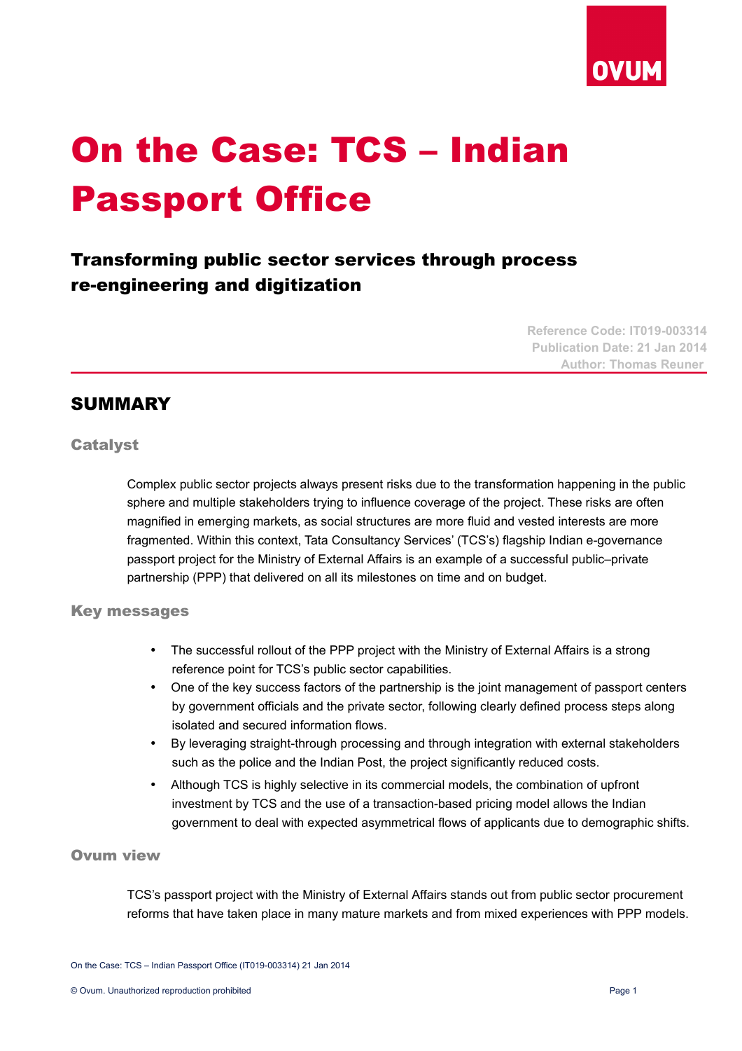# On the Case: TCS – Indian Passport Office

## Transforming public sector services through process re-engineering and digitization

Reference Code: IT019-003314
Publication Date: 21 Jan 2014
Author: Thomas Reuner

## SUMMARY

### Catalyst

Complex public sector projects always present risks due to the transformation happening in the public sphere and multiple stakeholders trying to influence coverage of the project. These risks are often magnified in emerging markets, as social structures are more fluid and vested interests are more fragmented. Within this context, Tata Consultancy Services' (TCS's) flagship Indian e-governance passport project for the Ministry of External Affairs is an example of a successful public–private partnership (PPP) that delivered on all its milestones on time and on budget.

### Key messages

- The successful rollout of the PPP project with the Ministry of External Affairs is a strong reference point for TCS's public sector capabilities.
- One of the key success factors of the partnership is the joint management of passport centers by government officials and the private sector, following clearly defined process steps along isolated and secured information flows.
- By leveraging straight-through processing and through integration with external stakeholders such as the police and the Indian Post, the project significantly reduced costs.
- Although TCS is highly selective in its commercial models, the combination of upfront investment by TCS and the use of a transaction-based pricing model allows the Indian government to deal with expected asymmetrical flows of applicants due to demographic shifts.

### Ovum view

TCS's passport project with the Ministry of External Affairs stands out from public sector procurement reforms that have taken place in many mature markets and from mixed experiences with PPP models.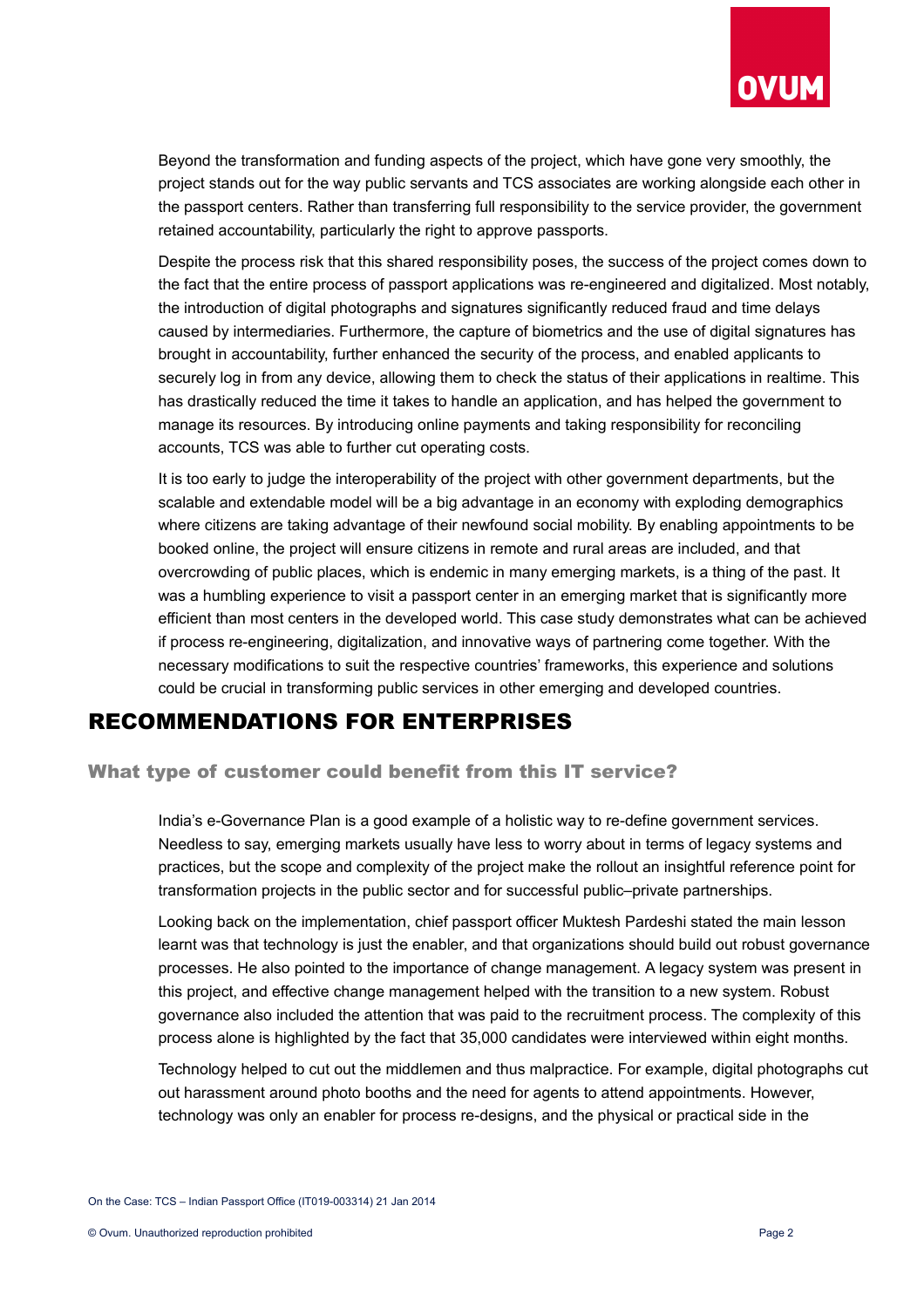Beyond the transformation and funding aspects of the project, which have gone very smoothly, the project stands out for the way public servants and TCS associates are working alongside each other in the passport centers. Rather than transferring full responsibility to the service provider, the government retained accountability, particularly the right to approve passports.

Despite the process risk that this shared responsibility poses, the success of the project comes down to the fact that the entire process of passport applications was re-engineered and digitalized. Most notably, the introduction of digital photographs and signatures significantly reduced fraud and time delays caused by intermediaries. Furthermore, the capture of biometrics and the use of digital signatures has brought in accountability, further enhanced the security of the process, and enabled applicants to securely log in from any device, allowing them to check the status of their applications in realtime. This has drastically reduced the time it takes to handle an application, and has helped the government to manage its resources. By introducing online payments and taking responsibility for reconciling accounts, TCS was able to further cut operating costs.

It is too early to judge the interoperability of the project with other government departments, but the scalable and extendable model will be a big advantage in an economy with exploding demographics where citizens are taking advantage of their newfound social mobility. By enabling appointments to be booked online, the project will ensure citizens in remote and rural areas are included, and that overcrowding of public places, which is endemic in many emerging markets, is a thing of the past. It was a humbling experience to visit a passport center in an emerging market that is significantly more efficient than most centers in the developed world. This case study demonstrates what can be achieved if process re-engineering, digitalization, and innovative ways of partnering come together. With the necessary modifications to suit the respective countries' frameworks, this experience and solutions could be crucial in transforming public services in other emerging and developed countries.

# RECOMMENDATIONS FOR ENTERPRISES

## What type of customer could benefit from this IT service?

India's e-Governance Plan is a good example of a holistic way to re-define government services. Needless to say, emerging markets usually have less to worry about in terms of legacy systems and practices, but the scope and complexity of the project make the rollout an insightful reference point for transformation projects in the public sector and for successful public–private partnerships.

Looking back on the implementation, chief passport officer Muktesh Pardeshi stated the main lesson learnt was that technology is just the enabler, and that organizations should build out robust governance processes. He also pointed to the importance of change management. A legacy system was present in this project, and effective change management helped with the transition to a new system. Robust governance also included the attention that was paid to the recruitment process. The complexity of this process alone is highlighted by the fact that 35,000 candidates were interviewed within eight months.

Technology helped to cut out the middlemen and thus malpractice. For example, digital photographs cut out harassment around photo booths and the need for agents to attend appointments. However, technology was only an enabler for process re-designs, and the physical or practical side in the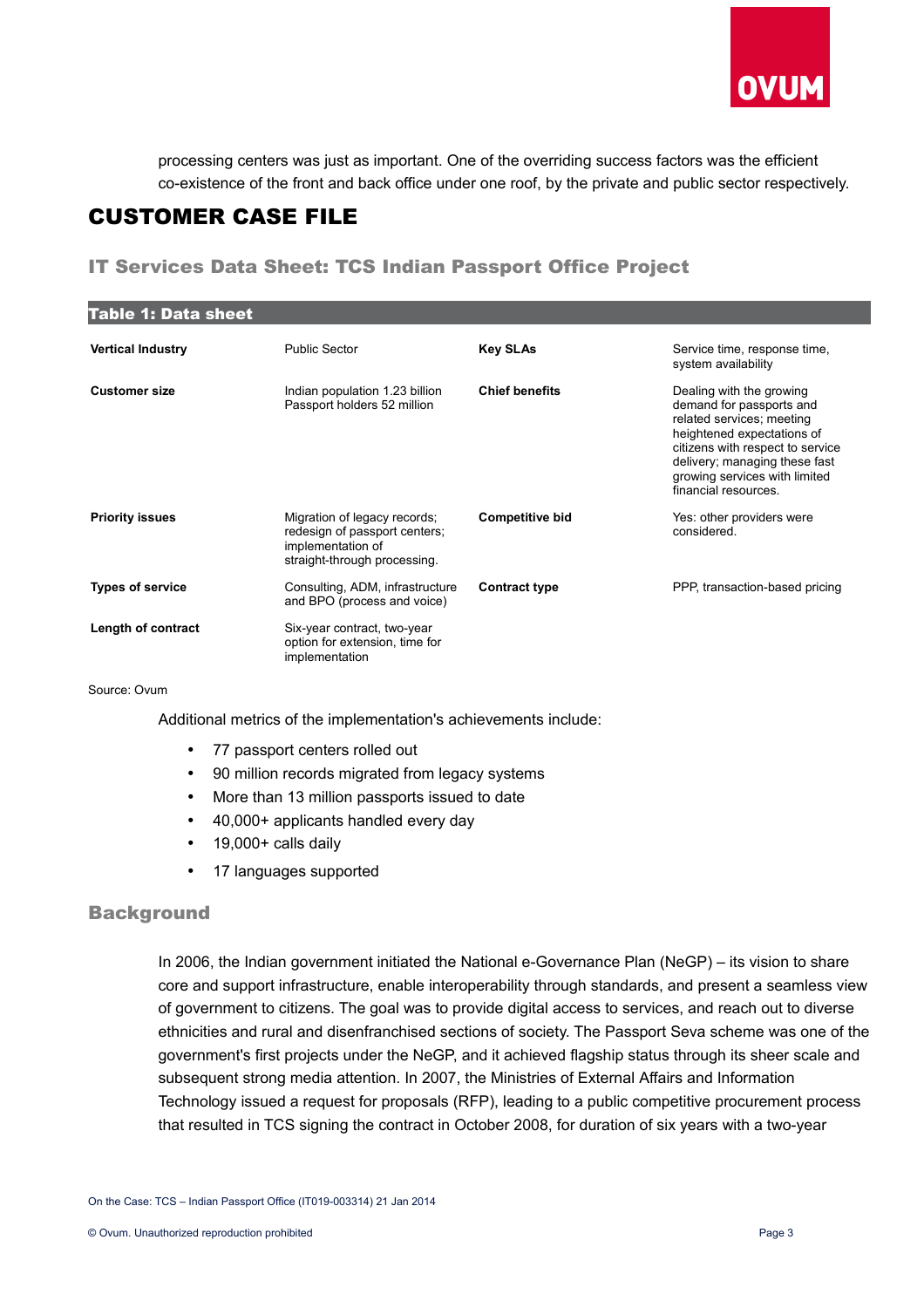processing centers was just as important. One of the overriding success factors was the efficient co-existence of the front and back office under one roof, by the private and public sector respectively.

# CUSTOMER CASE FILE

## IT Services Data Sheet: TCS Indian Passport Office Project

**Table 1: Data sheet**

| | | | |
|---|---|---|---|
| **Vertical Industry** | Public Sector | **Key SLAs** | Service time, response time, system availability |
| **Customer size** | Indian population 1.23 billion<br>Passport holders 52 million | **Chief benefits** | Dealing with the growing demand for passports and related services; meeting heightened expectations of citizens with respect to service delivery; managing these fast growing services with limited financial resources. |
| **Priority issues** | Migration of legacy records; redesign of passport centers; implementation of straight-through processing. | **Competitive bid** | Yes: other providers were considered. |
| **Types of service** | Consulting, ADM, infrastructure and BPO (process and voice) | **Contract type** | PPP, transaction-based pricing |
| **Length of contract** | Six-year contract, two-year option for extension, time for implementation | | |

Source: Ovum

Additional metrics of the implementation's achievements include:

- 77 passport centers rolled out
- 90 million records migrated from legacy systems
- More than 13 million passports issued to date
- 40,000+ applicants handled every day
- 19,000+ calls daily
- 17 languages supported

### Background

In 2006, the Indian government initiated the National e-Governance Plan (NeGP) – its vision to share core and support infrastructure, enable interoperability through standards, and present a seamless view of government to citizens. The goal was to provide digital access to services, and reach out to diverse ethnicities and rural and disenfranchised sections of society. The Passport Seva scheme was one of the government's first projects under the NeGP, and it achieved flagship status through its sheer scale and subsequent strong media attention. In 2007, the Ministries of External Affairs and Information Technology issued a request for proposals (RFP), leading to a public competitive procurement process that resulted in TCS signing the contract in October 2008, for duration of six years with a two-year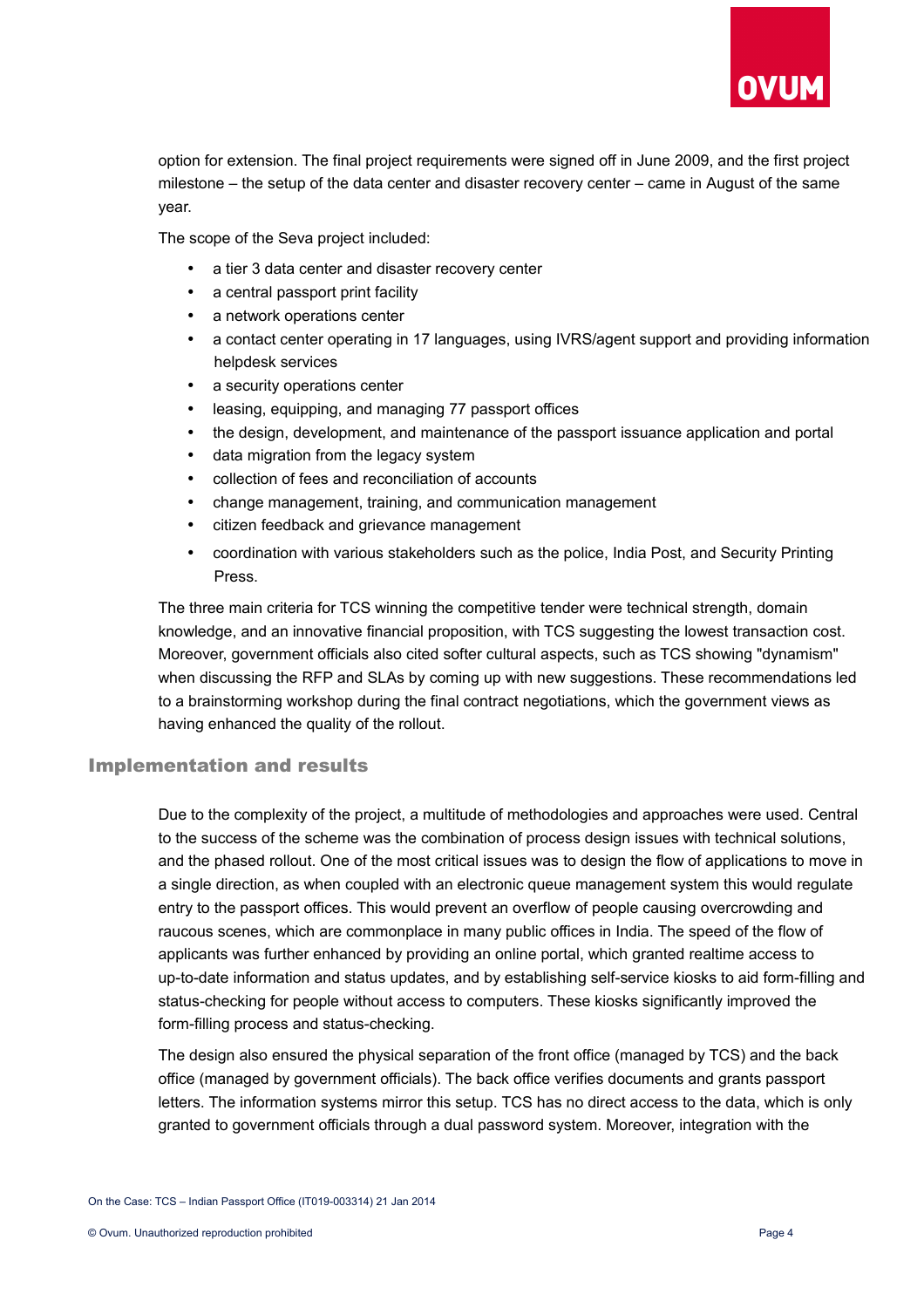option for extension. The final project requirements were signed off in June 2009, and the first project milestone – the setup of the data center and disaster recovery center – came in August of the same year.

The scope of the Seva project included:

- a tier 3 data center and disaster recovery center
- a central passport print facility
- a network operations center
- a contact center operating in 17 languages, using IVRS/agent support and providing information helpdesk services
- a security operations center
- leasing, equipping, and managing 77 passport offices
- the design, development, and maintenance of the passport issuance application and portal
- data migration from the legacy system
- collection of fees and reconciliation of accounts
- change management, training, and communication management
- citizen feedback and grievance management
- coordination with various stakeholders such as the police, India Post, and Security Printing Press.

The three main criteria for TCS winning the competitive tender were technical strength, domain knowledge, and an innovative financial proposition, with TCS suggesting the lowest transaction cost. Moreover, government officials also cited softer cultural aspects, such as TCS showing "dynamism" when discussing the RFP and SLAs by coming up with new suggestions. These recommendations led to a brainstorming workshop during the final contract negotiations, which the government views as having enhanced the quality of the rollout.

## Implementation and results

Due to the complexity of the project, a multitude of methodologies and approaches were used. Central to the success of the scheme was the combination of process design issues with technical solutions, and the phased rollout. One of the most critical issues was to design the flow of applications to move in a single direction, as when coupled with an electronic queue management system this would regulate entry to the passport offices. This would prevent an overflow of people causing overcrowding and raucous scenes, which are commonplace in many public offices in India. The speed of the flow of applicants was further enhanced by providing an online portal, which granted realtime access to up-to-date information and status updates, and by establishing self-service kiosks to aid form-filling and status-checking for people without access to computers. These kiosks significantly improved the form-filling process and status-checking.

The design also ensured the physical separation of the front office (managed by TCS) and the back office (managed by government officials). The back office verifies documents and grants passport letters. The information systems mirror this setup. TCS has no direct access to the data, which is only granted to government officials through a dual password system. Moreover, integration with the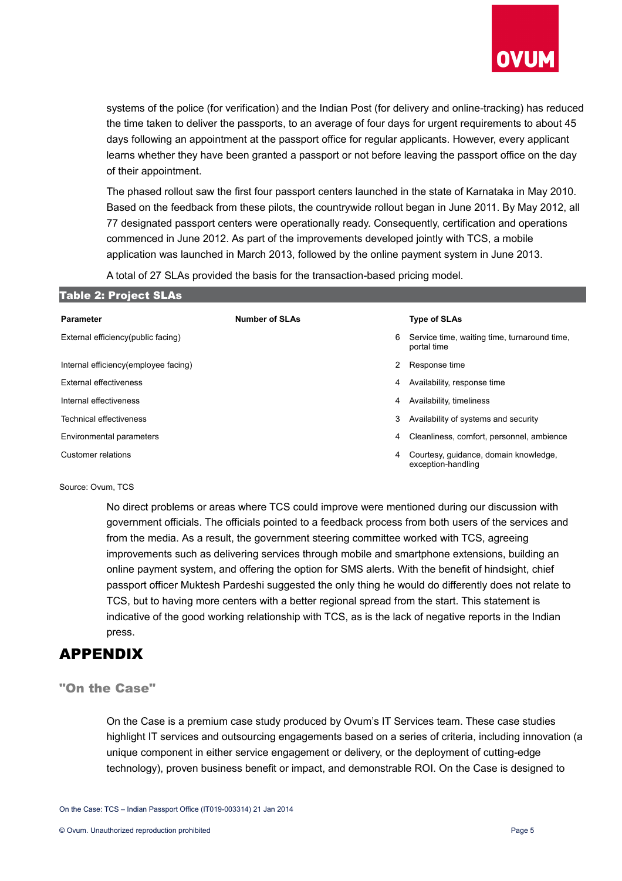systems of the police (for verification) and the Indian Post (for delivery and online-tracking) has reduced the time taken to deliver the passports, to an average of four days for urgent requirements to about 45 days following an appointment at the passport office for regular applicants. However, every applicant learns whether they have been granted a passport or not before leaving the passport office on the day of their appointment.

The phased rollout saw the first four passport centers launched in the state of Karnataka in May 2010. Based on the feedback from these pilots, the countrywide rollout began in June 2011. By May 2012, all 77 designated passport centers were operationally ready. Consequently, certification and operations commenced in June 2012. As part of the improvements developed jointly with TCS, a mobile application was launched in March 2013, followed by the online payment system in June 2013.

A total of 27 SLAs provided the basis for the transaction-based pricing model.

**Table 2: Project SLAs**

| Parameter | Number of SLAs | Type of SLAs |
|---|---|---|
| External efficiency(public facing) | 6 | Service time, waiting time, turnaround time, portal time |
| Internal efficiency(employee facing) | 2 | Response time |
| External effectiveness | 4 | Availability, response time |
| Internal effectiveness | 4 | Availability, timeliness |
| Technical effectiveness | 3 | Availability of systems and security |
| Environmental parameters | 4 | Cleanliness, comfort, personnel, ambience |
| Customer relations | 4 | Courtesy, guidance, domain knowledge, exception-handling |

Source: Ovum, TCS

No direct problems or areas where TCS could improve were mentioned during our discussion with government officials. The officials pointed to a feedback process from both users of the services and from the media. As a result, the government steering committee worked with TCS, agreeing improvements such as delivering services through mobile and smartphone extensions, building an online payment system, and offering the option for SMS alerts. With the benefit of hindsight, chief passport officer Muktesh Pardeshi suggested the only thing he would do differently does not relate to TCS, but to having more centers with a better regional spread from the start. This statement is indicative of the good working relationship with TCS, as is the lack of negative reports in the Indian press.

# APPENDIX

## "On the Case"

On the Case is a premium case study produced by Ovum's IT Services team. These case studies highlight IT services and outsourcing engagements based on a series of criteria, including innovation (a unique component in either service engagement or delivery, or the deployment of cutting-edge technology), proven business benefit or impact, and demonstrable ROI. On the Case is designed to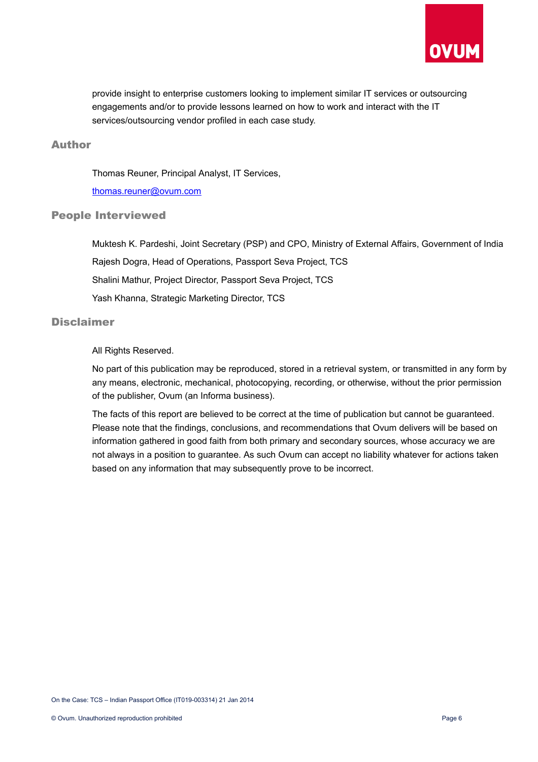provide insight to enterprise customers looking to implement similar IT services or outsourcing engagements and/or to provide lessons learned on how to work and interact with the IT services/outsourcing vendor profiled in each case study.

## Author

Thomas Reuner, Principal Analyst, IT Services,

thomas.reuner@ovum.com

## People Interviewed

Muktesh K. Pardeshi, Joint Secretary (PSP) and CPO, Ministry of External Affairs, Government of India

Rajesh Dogra, Head of Operations, Passport Seva Project, TCS

Shalini Mathur, Project Director, Passport Seva Project, TCS

Yash Khanna, Strategic Marketing Director, TCS

## Disclaimer

All Rights Reserved.

No part of this publication may be reproduced, stored in a retrieval system, or transmitted in any form by any means, electronic, mechanical, photocopying, recording, or otherwise, without the prior permission of the publisher, Ovum (an Informa business).

The facts of this report are believed to be correct at the time of publication but cannot be guaranteed. Please note that the findings, conclusions, and recommendations that Ovum delivers will be based on information gathered in good faith from both primary and secondary sources, whose accuracy we are not always in a position to guarantee. As such Ovum can accept no liability whatever for actions taken based on any information that may subsequently prove to be incorrect.